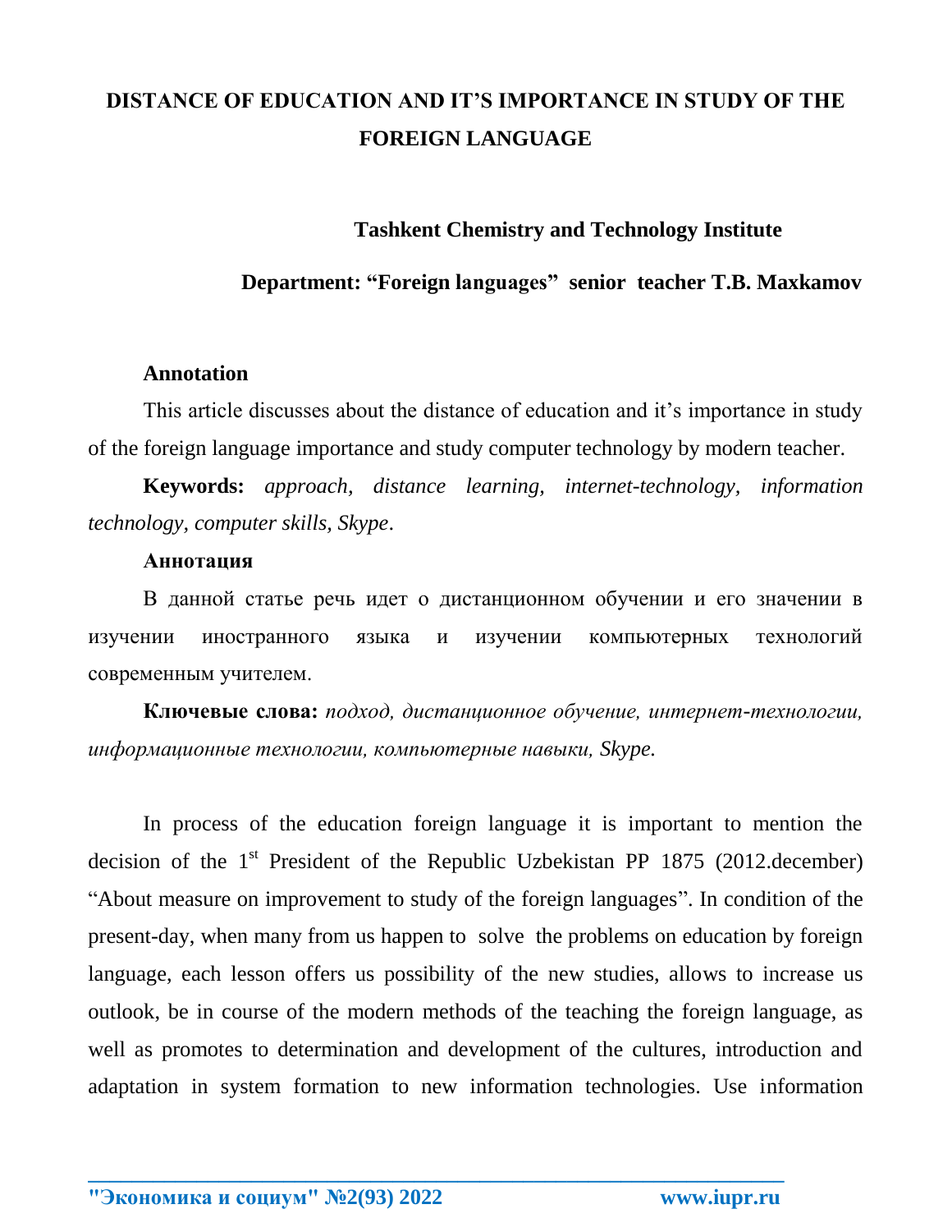# DISTANCE OF EDUCATION AND IT'S IMPORTANCE IN STUDY OF THE FOREIGN LANGUAGE

**Tashkent Chemistry and Technology Institute**

**Department: "Foreign languages" senior teacher T.B. Maxkamov**

**Annotation**

This article discusses about the distance of education and it's importance in study of the foreign language importance and study computer technology by modern teacher.

**Keywords:** *approach, distance learning, internet-technology, information technology, computer skills, Skype*.

**Аннотация**

В данной статье речь идет о дистанционном обучении и его значении в изучении иностранного языка и изучении компьютерных технологий современным учителем.

**Ключевые слова:** *подход, дистанционное обучение, интернет-технологии, информационные технологии, компьютерные навыки, Skype.*

In process of the education foreign language it is important to mention the decision of the 1st President of the Republic Uzbekistan PP 1875 (2012.december) "About measure on improvement to study of the foreign languages". In condition of the present-day, when many from us happen to solve the problems on education by foreign language, each lesson offers us possibility of the new studies, allows to increase us outlook, be in course of the modern methods of the teaching the foreign language, as well as promotes to determination and development of the cultures, introduction and adaptation in system formation to new information technologies. Use information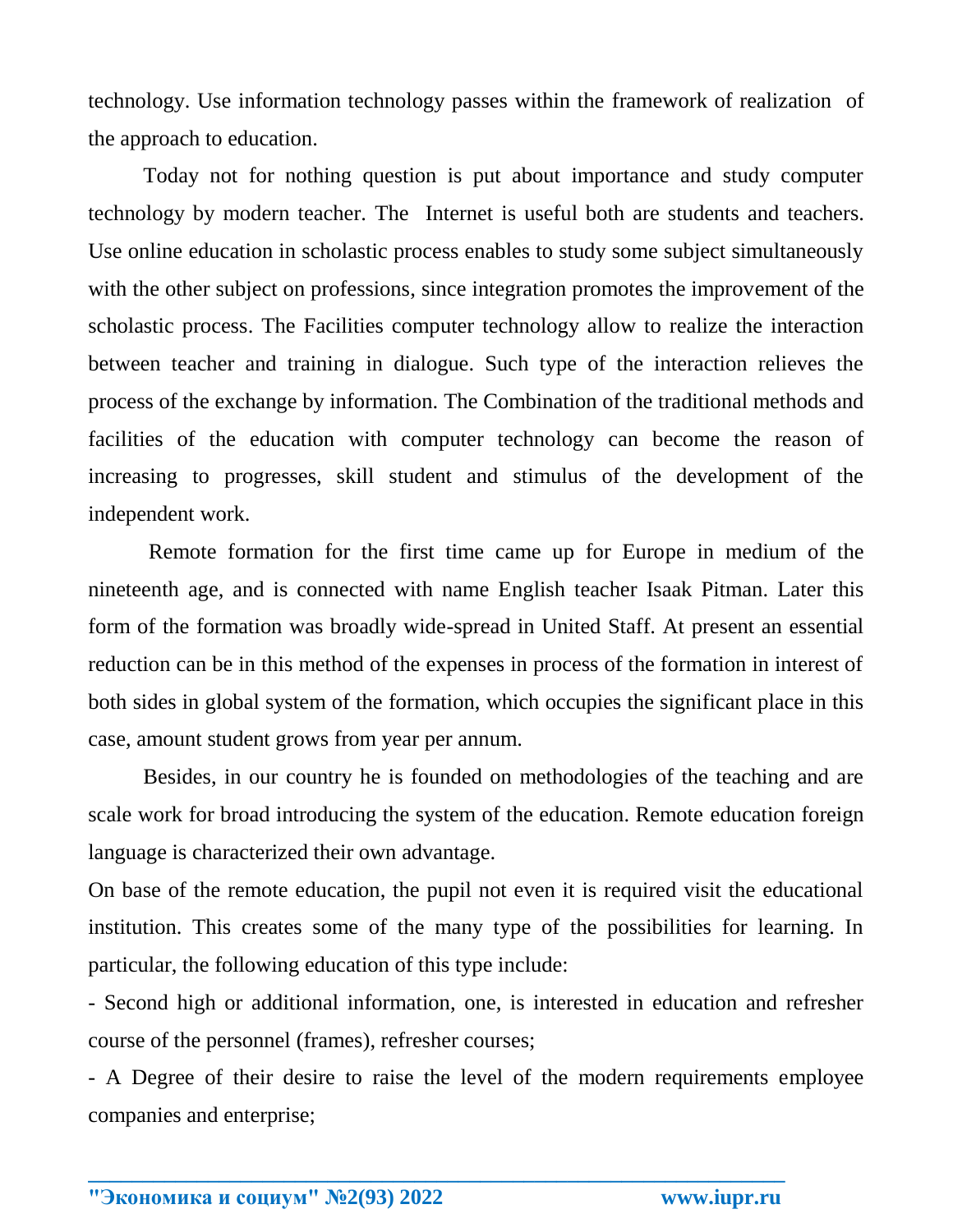technology. Use information technology passes within the framework of realization of the approach to education.

Today not for nothing question is put about importance and study computer technology by modern teacher. The Internet is useful both are students and teachers. Use online education in scholastic process enables to study some subject simultaneously with the other subject on professions, since integration promotes the improvement of the scholastic process. The Facilities computer technology allow to realize the interaction between teacher and training in dialogue. Such type of the interaction relieves the process of the exchange by information. The Combination of the traditional methods and facilities of the education with computer technology can become the reason of increasing to progresses, skill student and stimulus of the development of the independent work.

Remote formation for the first time came up for Europe in medium of the nineteenth age, and is connected with name English teacher Isaak Pitman. Later this form of the formation was broadly wide-spread in United Staff. At present an essential reduction can be in this method of the expenses in process of the formation in interest of both sides in global system of the formation, which occupies the significant place in this case, amount student grows from year per annum.

Besides, in our country he is founded on methodologies of the teaching and are scale work for broad introducing the system of the education. Remote education foreign language is characterized their own advantage.

On base of the remote education, the pupil not even it is required visit the educational institution. This creates some of the many type of the possibilities for learning. In particular, the following education of this type include:

- Second high or additional information, one, is interested in education and refresher course of the personnel (frames), refresher courses;
- A Degree of their desire to raise the level of the modern requirements employee companies and enterprise;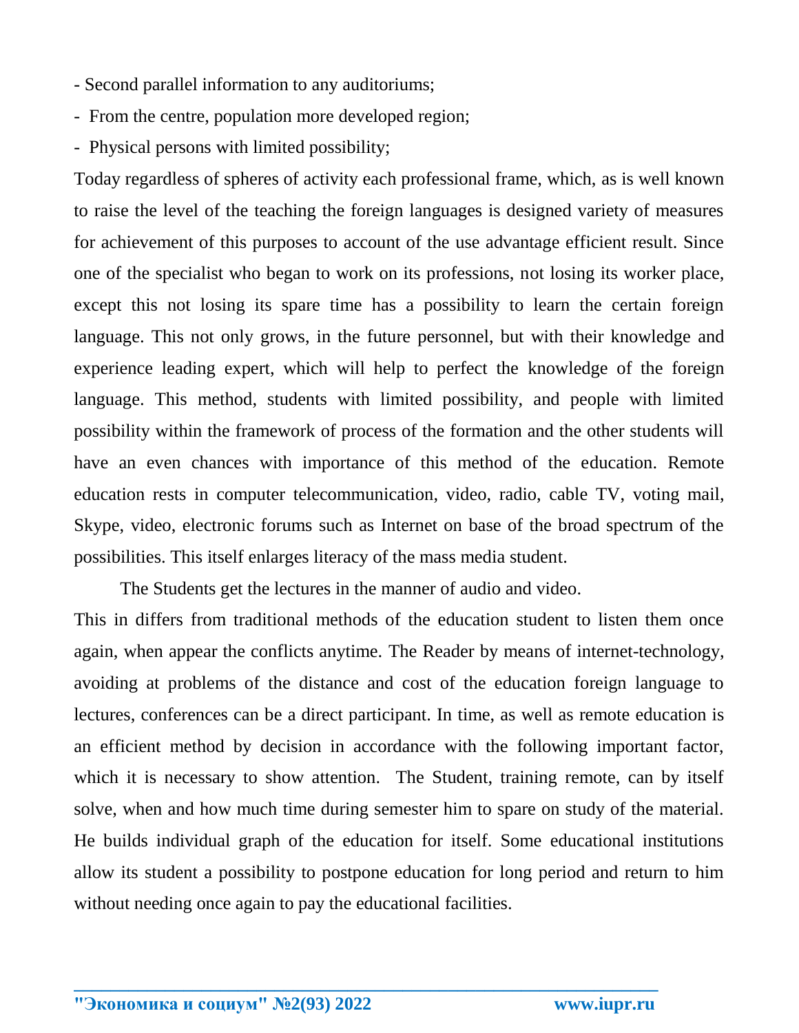- Second parallel information to any auditoriums;
- From the centre, population more developed region;
- Physical persons with limited possibility;

Today regardless of spheres of activity each professional frame, which, as is well known to raise the level of the teaching the foreign languages is designed variety of measures for achievement of this purposes to account of the use advantage efficient result. Since one of the specialist who began to work on its professions, not losing its worker place, except this not losing its spare time has a possibility to learn the certain foreign language. This not only grows, in the future personnel, but with their knowledge and experience leading expert, which will help to perfect the knowledge of the foreign language. This method, students with limited possibility, and people with limited possibility within the framework of process of the formation and the other students will have an even chances with importance of this method of the education. Remote education rests in computer telecommunication, video, radio, cable TV, voting mail, Skype, video, electronic forums such as Internet on base of the broad spectrum of the possibilities. This itself enlarges literacy of the mass media student.

The Students get the lectures in the manner of audio and video.

This in differs from traditional methods of the education student to listen them once again, when appear the conflicts anytime. The Reader by means of internet-technology, avoiding at problems of the distance and cost of the education foreign language to lectures, conferences can be a direct participant. In time, as well as remote education is an efficient method by decision in accordance with the following important factor, which it is necessary to show attention. The Student, training remote, can by itself solve, when and how much time during semester him to spare on study of the material. He builds individual graph of the education for itself. Some educational institutions allow its student a possibility to postpone education for long period and return to him without needing once again to pay the educational facilities.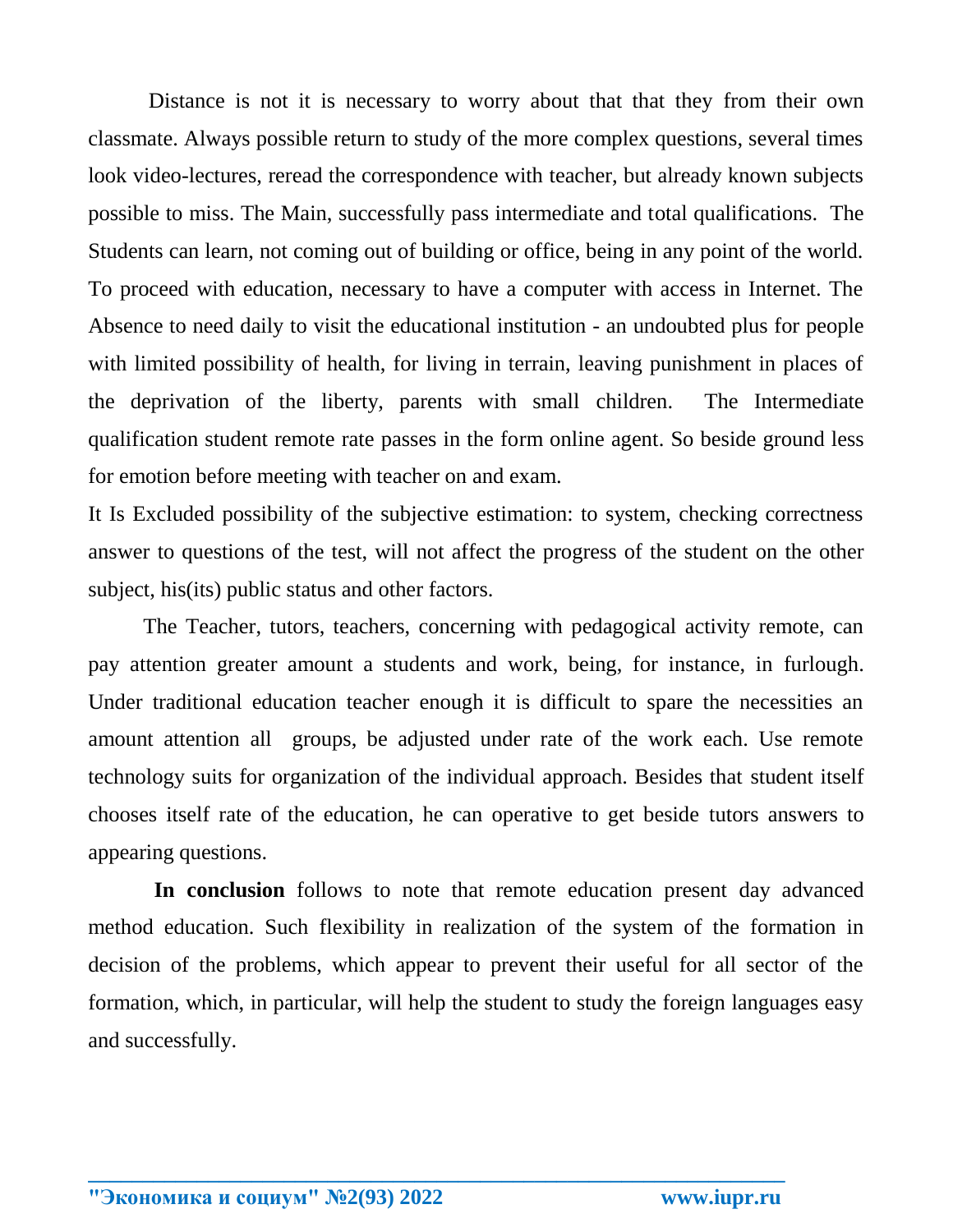Distance is not it is necessary to worry about that that they from their own classmate. Always possible return to study of the more complex questions, several times look video-lectures, reread the correspondence with teacher, but already known subjects possible to miss. The Main, successfully pass intermediate and total qualifications. The Students can learn, not coming out of building or office, being in any point of the world. To proceed with education, necessary to have a computer with access in Internet. The Absence to need daily to visit the educational institution - an undoubted plus for people with limited possibility of health, for living in terrain, leaving punishment in places of the deprivation of the liberty, parents with small children. The Intermediate qualification student remote rate passes in the form online agent. So beside ground less for emotion before meeting with teacher on and exam.

It Is Excluded possibility of the subjective estimation: to system, checking correctness answer to questions of the test, will not affect the progress of the student on the other subject, his(its) public status and other factors.

The Teacher, tutors, teachers, concerning with pedagogical activity remote, can pay attention greater amount a students and work, being, for instance, in furlough. Under traditional education teacher enough it is difficult to spare the necessities an amount attention all groups, be adjusted under rate of the work each. Use remote technology suits for organization of the individual approach. Besides that student itself chooses itself rate of the education, he can operative to get beside tutors answers to appearing questions.

**In conclusion** follows to note that remote education present day advanced method education. Such flexibility in realization of the system of the formation in decision of the problems, which appear to prevent their useful for all sector of the formation, which, in particular, will help the student to study the foreign languages easy and successfully.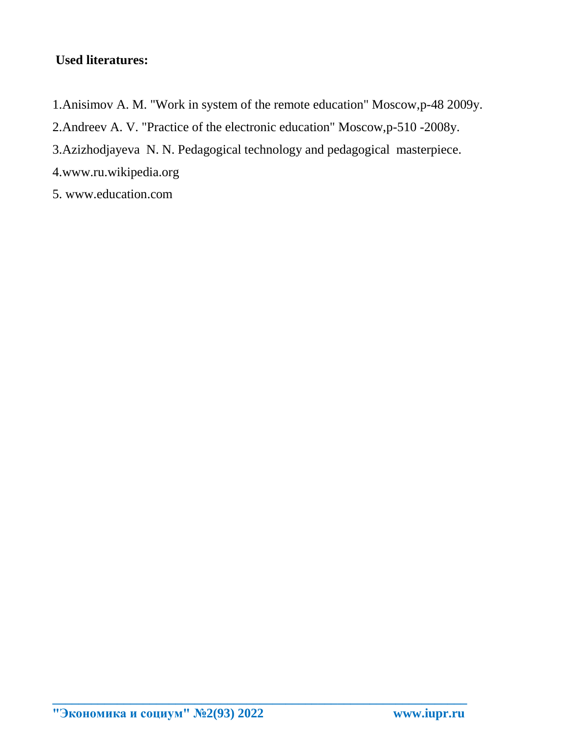**Used literatures:**

1.Anisimov A. M. "Work in system of the remote education" Moscow,p-48 2009y.

2.Andreev A. V. "Practice of the electronic education" Moscow,p-510 -2008y.

3.Azizhodjayeva N. N. Pedagogical technology and pedagogical masterpiece.

4.www.ru.wikipedia.org

5. www.education.com